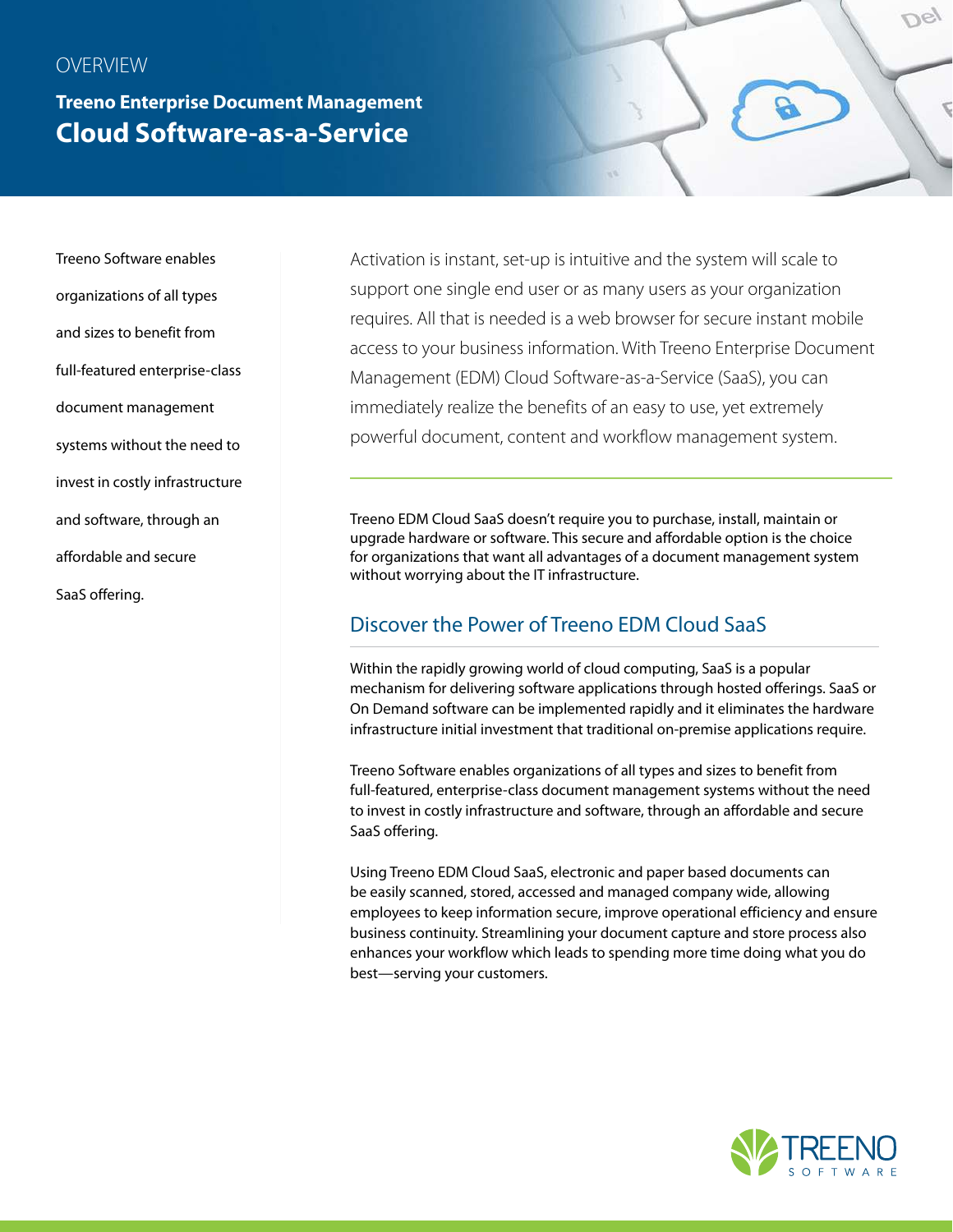OVERVIEW

# Treeno Enterprise Document Management
## Cloud Software-as-a-Service

Treeno Software enables organizations of all types and sizes to benefit from full-featured enterprise-class document management systems without the need to invest in costly infrastructure and software, through an affordable and secure SaaS offering.

Activation is instant, set-up is intuitive and the system will scale to support one single end user or as many users as your organization requires. All that is needed is a web browser for secure instant mobile access to your business information. With Treeno Enterprise Document Management (EDM) Cloud Software-as-a-Service (SaaS), you can immediately realize the benefits of an easy to use, yet extremely powerful document, content and workflow management system.

Treeno EDM Cloud SaaS doesn't require you to purchase, install, maintain or upgrade hardware or software. This secure and affordable option is the choice for organizations that want all advantages of a document management system without worrying about the IT infrastructure.

### Discover the Power of Treeno EDM Cloud SaaS

Within the rapidly growing world of cloud computing, SaaS is a popular mechanism for delivering software applications through hosted offerings. SaaS or On Demand software can be implemented rapidly and it eliminates the hardware infrastructure initial investment that traditional on-premise applications require.

Treeno Software enables organizations of all types and sizes to benefit from full-featured, enterprise-class document management systems without the need to invest in costly infrastructure and software, through an affordable and secure SaaS offering.

Using Treeno EDM Cloud SaaS, electronic and paper based documents can be easily scanned, stored, accessed and managed company wide, allowing employees to keep information secure, improve operational efficiency and ensure business continuity. Streamlining your document capture and store process also enhances your workflow which leads to spending more time doing what you do best—serving your customers.

TREENO SOFTWARE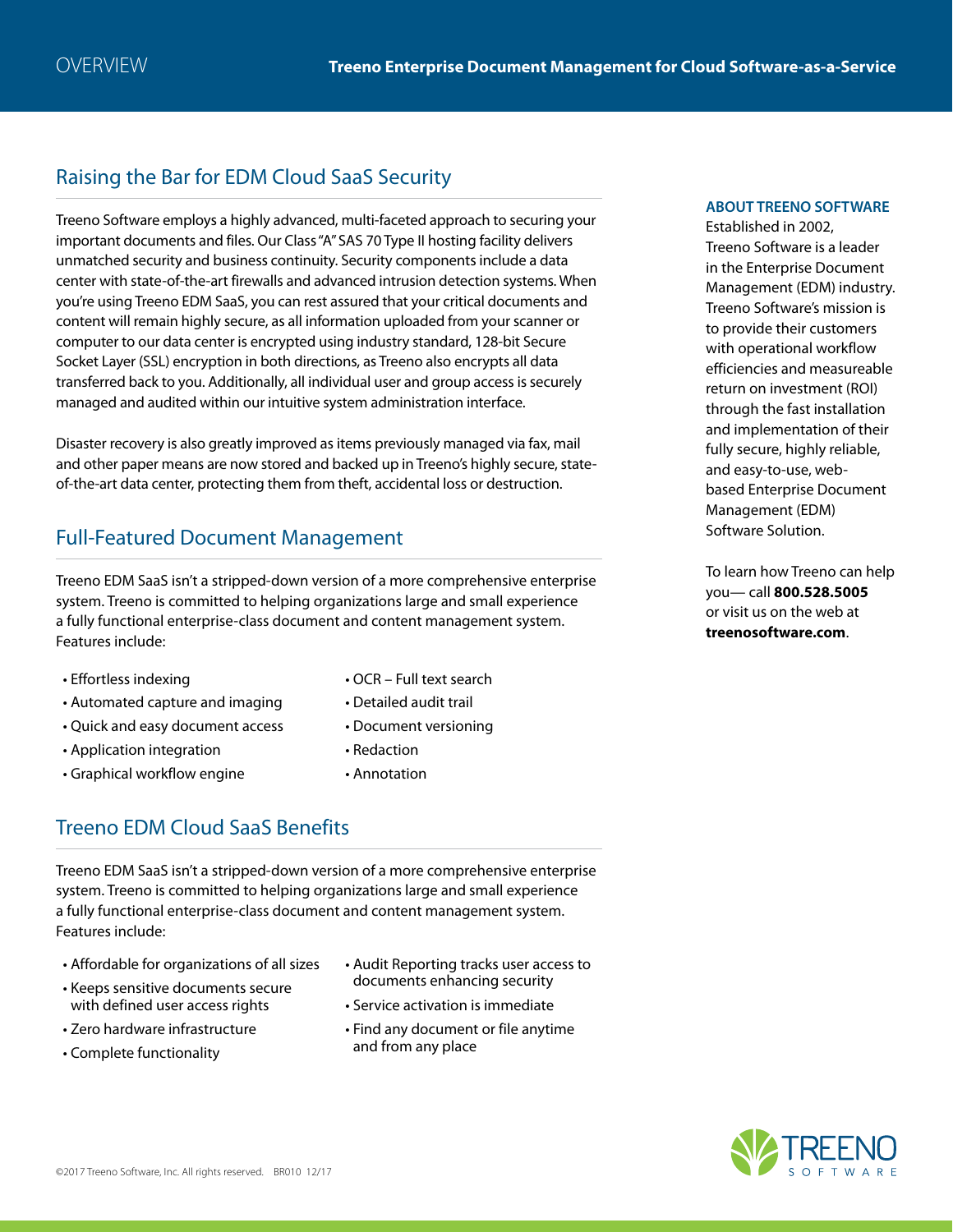OVERVIEW

**Treeno Enterprise Document Management for Cloud Software-as-a-Service**

## Raising the Bar for EDM Cloud SaaS Security

Treeno Software employs a highly advanced, multi-faceted approach to securing your important documents and files. Our Class "A" SAS 70 Type II hosting facility delivers unmatched security and business continuity. Security components include a data center with state-of-the-art firewalls and advanced intrusion detection systems. When you're using Treeno EDM SaaS, you can rest assured that your critical documents and content will remain highly secure, as all information uploaded from your scanner or computer to our data center is encrypted using industry standard, 128-bit Secure Socket Layer (SSL) encryption in both directions, as Treeno also encrypts all data transferred back to you. Additionally, all individual user and group access is securely managed and audited within our intuitive system administration interface.

Disaster recovery is also greatly improved as items previously managed via fax, mail and other paper means are now stored and backed up in Treeno's highly secure, state-of-the-art data center, protecting them from theft, accidental loss or destruction.

## Full-Featured Document Management

Treeno EDM SaaS isn't a stripped-down version of a more comprehensive enterprise system. Treeno is committed to helping organizations large and small experience a fully functional enterprise-class document and content management system. Features include:

- Effortless indexing
- Automated capture and imaging
- Quick and easy document access
- Application integration
- Graphical workflow engine
- OCR – Full text search
- Detailed audit trail
- Document versioning
- Redaction
- Annotation

## Treeno EDM Cloud SaaS Benefits

Treeno EDM SaaS isn't a stripped-down version of a more comprehensive enterprise system. Treeno is committed to helping organizations large and small experience a fully functional enterprise-class document and content management system. Features include:

- Affordable for organizations of all sizes
- Keeps sensitive documents secure with defined user access rights
- Zero hardware infrastructure
- Complete functionality
- Audit Reporting tracks user access to documents enhancing security
- Service activation is immediate
- Find any document or file anytime and from any place

**ABOUT TREENO SOFTWARE**

Established in 2002, Treeno Software is a leader in the Enterprise Document Management (EDM) industry. Treeno Software's mission is to provide their customers with operational workflow efficiencies and measureable return on investment (ROI) through the fast installation and implementation of their fully secure, highly reliable, and easy-to-use, web-based Enterprise Document Management (EDM) Software Solution.

To learn how Treeno can help you— call **800.528.5005** or visit us on the web at **treenosoftware.com**.

TREENO SOFTWARE

©2017 Treeno Software, Inc. All rights reserved. BR010 12/17